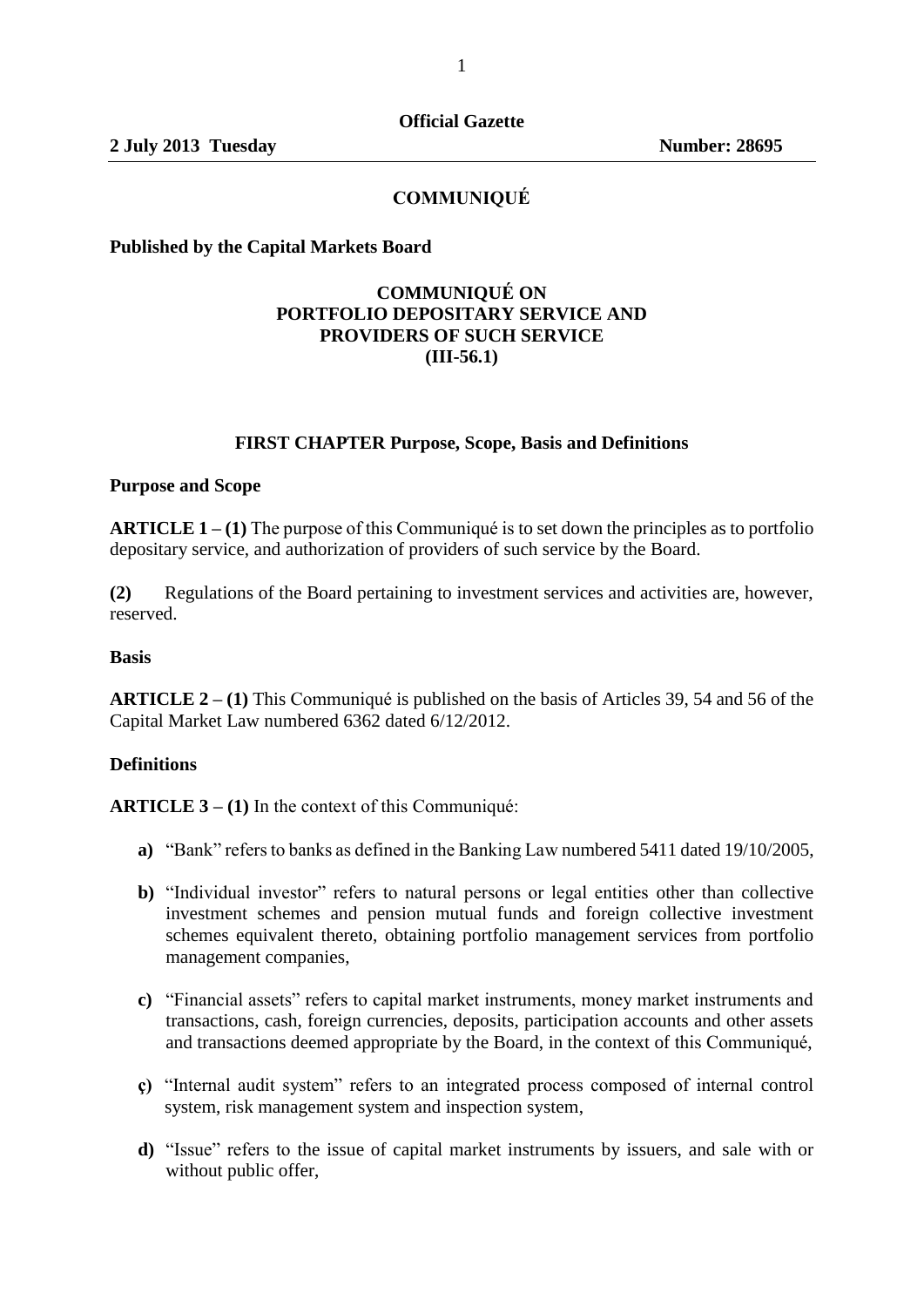**Official Gazette**

**2 July 2013 Tuesday** **Number: 28695**

## COMMUNIQUÉ

**Published by the Capital Markets Board**

# COMMUNIQUÉ ON PORTFOLIO DEPOSITARY SERVICE AND PROVIDERS OF SUCH SERVICE (III-56.1)

## FIRST CHAPTER Purpose, Scope, Basis and Definitions

### Purpose and Scope

**ARTICLE 1 – (1)** The purpose of this Communiqué is to set down the principles as to portfolio depositary service, and authorization of providers of such service by the Board.

**(2)** Regulations of the Board pertaining to investment services and activities are, however, reserved.

### Basis

**ARTICLE 2 – (1)** This Communiqué is published on the basis of Articles 39, 54 and 56 of the Capital Market Law numbered 6362 dated 6/12/2012.

### Definitions

**ARTICLE 3 – (1)** In the context of this Communiqué:

- **a)** "Bank" refers to banks as defined in the Banking Law numbered 5411 dated 19/10/2005,
- **b)** "Individual investor" refers to natural persons or legal entities other than collective investment schemes and pension mutual funds and foreign collective investment schemes equivalent thereto, obtaining portfolio management services from portfolio management companies,
- **c)** "Financial assets" refers to capital market instruments, money market instruments and transactions, cash, foreign currencies, deposits, participation accounts and other assets and transactions deemed appropriate by the Board, in the context of this Communiqué,
- **ç)** "Internal audit system" refers to an integrated process composed of internal control system, risk management system and inspection system,
- **d)** "Issue" refers to the issue of capital market instruments by issuers, and sale with or without public offer,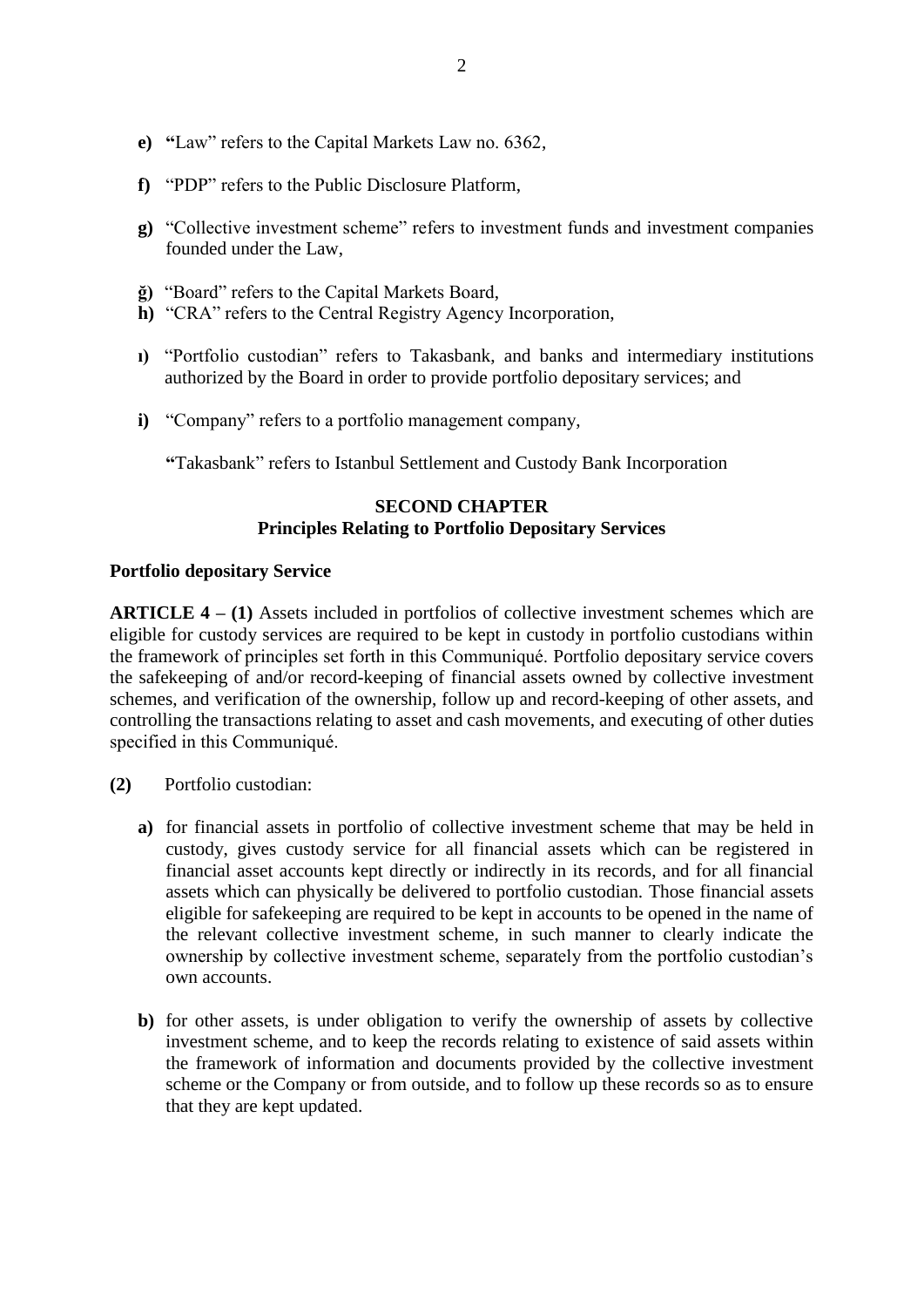- **e)** **"**Law" refers to the Capital Markets Law no. 6362,
- **f)** "PDP" refers to the Public Disclosure Platform,
- **g)** "Collective investment scheme" refers to investment funds and investment companies founded under the Law,
- **ğ)** "Board" refers to the Capital Markets Board,
- **h)** "CRA" refers to the Central Registry Agency Incorporation,
- **ı)** "Portfolio custodian" refers to Takasbank, and banks and intermediary institutions authorized by the Board in order to provide portfolio depositary services; and
- **i)** "Company" refers to a portfolio management company,

**"**Takasbank" refers to Istanbul Settlement and Custody Bank Incorporation

## SECOND CHAPTER
## Principles Relating to Portfolio Depositary Services

**Portfolio depositary Service**

**ARTICLE 4 – (1)** Assets included in portfolios of collective investment schemes which are eligible for custody services are required to be kept in custody in portfolio custodians within the framework of principles set forth in this Communiqué. Portfolio depositary service covers the safekeeping of and/or record-keeping of financial assets owned by collective investment schemes, and verification of the ownership, follow up and record-keeping of other assets, and controlling the transactions relating to asset and cash movements, and executing of other duties specified in this Communiqué.

**(2)** Portfolio custodian:

- **a)** for financial assets in portfolio of collective investment scheme that may be held in custody, gives custody service for all financial assets which can be registered in financial asset accounts kept directly or indirectly in its records, and for all financial assets which can physically be delivered to portfolio custodian. Those financial assets eligible for safekeeping are required to be kept in accounts to be opened in the name of the relevant collective investment scheme, in such manner to clearly indicate the ownership by collective investment scheme, separately from the portfolio custodian's own accounts.
- **b)** for other assets, is under obligation to verify the ownership of assets by collective investment scheme, and to keep the records relating to existence of said assets within the framework of information and documents provided by the collective investment scheme or the Company or from outside, and to follow up these records so as to ensure that they are kept updated.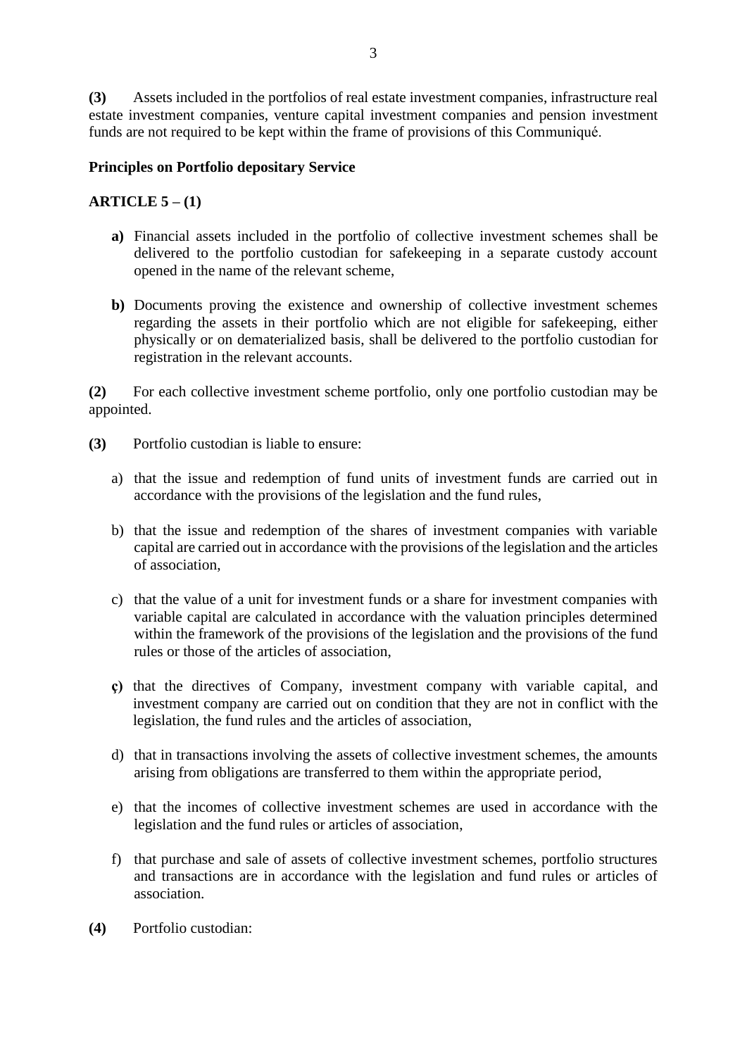**(3)** Assets included in the portfolios of real estate investment companies, infrastructure real estate investment companies, venture capital investment companies and pension investment funds are not required to be kept within the frame of provisions of this Communiqué.

**Principles on Portfolio depositary Service**

**ARTICLE 5 – (1)**

- **a)** Financial assets included in the portfolio of collective investment schemes shall be delivered to the portfolio custodian for safekeeping in a separate custody account opened in the name of the relevant scheme,

- **b)** Documents proving the existence and ownership of collective investment schemes regarding the assets in their portfolio which are not eligible for safekeeping, either physically or on dematerialized basis, shall be delivered to the portfolio custodian for registration in the relevant accounts.

**(2)** For each collective investment scheme portfolio, only one portfolio custodian may be appointed.

**(3)** Portfolio custodian is liable to ensure:

- a) that the issue and redemption of fund units of investment funds are carried out in accordance with the provisions of the legislation and the fund rules,

- b) that the issue and redemption of the shares of investment companies with variable capital are carried out in accordance with the provisions of the legislation and the articles of association,

- c) that the value of a unit for investment funds or a share for investment companies with variable capital are calculated in accordance with the valuation principles determined within the framework of the provisions of the legislation and the provisions of the fund rules or those of the articles of association,

- **ç)** that the directives of Company, investment company with variable capital, and investment company are carried out on condition that they are not in conflict with the legislation, the fund rules and the articles of association,

- d) that in transactions involving the assets of collective investment schemes, the amounts arising from obligations are transferred to them within the appropriate period,

- e) that the incomes of collective investment schemes are used in accordance with the legislation and the fund rules or articles of association,

- f) that purchase and sale of assets of collective investment schemes, portfolio structures and transactions are in accordance with the legislation and fund rules or articles of association.

**(4)** Portfolio custodian: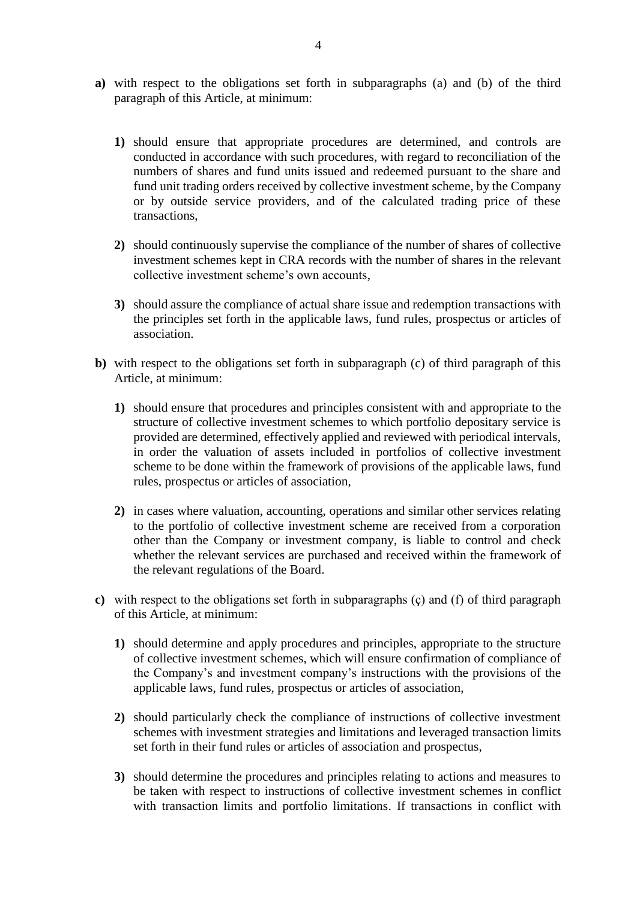**a)** with respect to the obligations set forth in subparagraphs (a) and (b) of the third paragraph of this Article, at minimum:

   **1)** should ensure that appropriate procedures are determined, and controls are conducted in accordance with such procedures, with regard to reconciliation of the numbers of shares and fund units issued and redeemed pursuant to the share and fund unit trading orders received by collective investment scheme, by the Company or by outside service providers, and of the calculated trading price of these transactions,

   **2)** should continuously supervise the compliance of the number of shares of collective investment schemes kept in CRA records with the number of shares in the relevant collective investment scheme's own accounts,

   **3)** should assure the compliance of actual share issue and redemption transactions with the principles set forth in the applicable laws, fund rules, prospectus or articles of association.

**b)** with respect to the obligations set forth in subparagraph (c) of third paragraph of this Article, at minimum:

   **1)** should ensure that procedures and principles consistent with and appropriate to the structure of collective investment schemes to which portfolio depositary service is provided are determined, effectively applied and reviewed with periodical intervals, in order the valuation of assets included in portfolios of collective investment scheme to be done within the framework of provisions of the applicable laws, fund rules, prospectus or articles of association,

   **2)** in cases where valuation, accounting, operations and similar other services relating to the portfolio of collective investment scheme are received from a corporation other than the Company or investment company, is liable to control and check whether the relevant services are purchased and received within the framework of the relevant regulations of the Board.

**c)** with respect to the obligations set forth in subparagraphs (ç) and (f) of third paragraph of this Article, at minimum:

   **1)** should determine and apply procedures and principles, appropriate to the structure of collective investment schemes, which will ensure confirmation of compliance of the Company's and investment company's instructions with the provisions of the applicable laws, fund rules, prospectus or articles of association,

   **2)** should particularly check the compliance of instructions of collective investment schemes with investment strategies and limitations and leveraged transaction limits set forth in their fund rules or articles of association and prospectus,

   **3)** should determine the procedures and principles relating to actions and measures to be taken with respect to instructions of collective investment schemes in conflict with transaction limits and portfolio limitations. If transactions in conflict with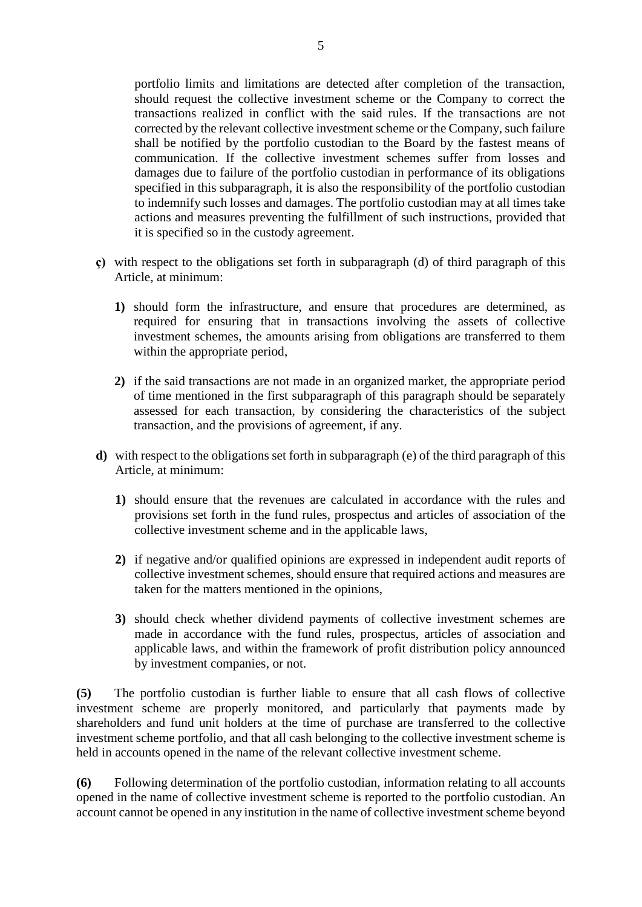portfolio limits and limitations are detected after completion of the transaction, should request the collective investment scheme or the Company to correct the transactions realized in conflict with the said rules. If the transactions are not corrected by the relevant collective investment scheme or the Company, such failure shall be notified by the portfolio custodian to the Board by the fastest means of communication. If the collective investment schemes suffer from losses and damages due to failure of the portfolio custodian in performance of its obligations specified in this subparagraph, it is also the responsibility of the portfolio custodian to indemnify such losses and damages. The portfolio custodian may at all times take actions and measures preventing the fulfillment of such instructions, provided that it is specified so in the custody agreement.

**ç)** with respect to the obligations set forth in subparagraph (d) of third paragraph of this Article, at minimum:

**1)** should form the infrastructure, and ensure that procedures are determined, as required for ensuring that in transactions involving the assets of collective investment schemes, the amounts arising from obligations are transferred to them within the appropriate period,

**2)** if the said transactions are not made in an organized market, the appropriate period of time mentioned in the first subparagraph of this paragraph should be separately assessed for each transaction, by considering the characteristics of the subject transaction, and the provisions of agreement, if any.

**d)** with respect to the obligations set forth in subparagraph (e) of the third paragraph of this Article, at minimum:

**1)** should ensure that the revenues are calculated in accordance with the rules and provisions set forth in the fund rules, prospectus and articles of association of the collective investment scheme and in the applicable laws,

**2)** if negative and/or qualified opinions are expressed in independent audit reports of collective investment schemes, should ensure that required actions and measures are taken for the matters mentioned in the opinions,

**3)** should check whether dividend payments of collective investment schemes are made in accordance with the fund rules, prospectus, articles of association and applicable laws, and within the framework of profit distribution policy announced by investment companies, or not.

**(5)** The portfolio custodian is further liable to ensure that all cash flows of collective investment scheme are properly monitored, and particularly that payments made by shareholders and fund unit holders at the time of purchase are transferred to the collective investment scheme portfolio, and that all cash belonging to the collective investment scheme is held in accounts opened in the name of the relevant collective investment scheme.

**(6)** Following determination of the portfolio custodian, information relating to all accounts opened in the name of collective investment scheme is reported to the portfolio custodian. An account cannot be opened in any institution in the name of collective investment scheme beyond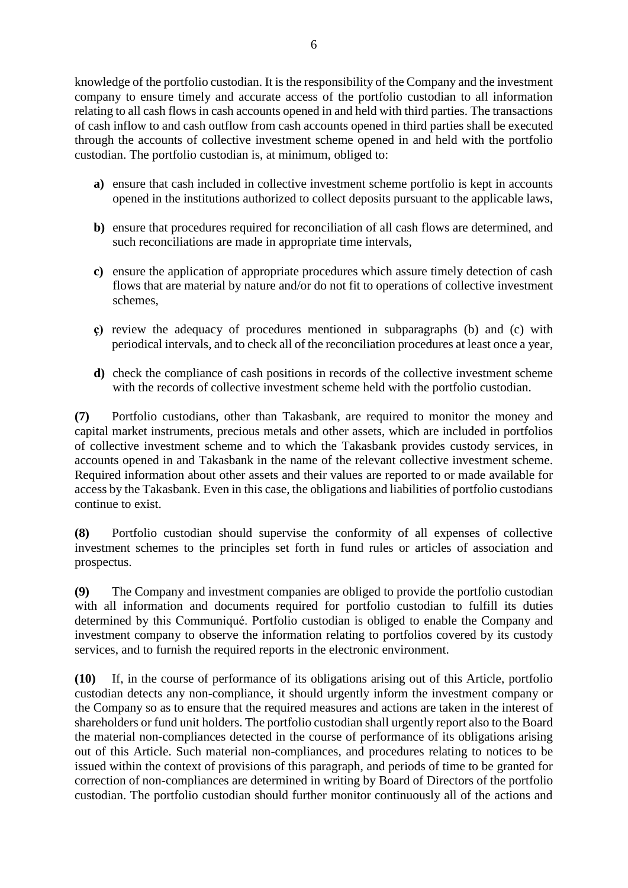knowledge of the portfolio custodian. It is the responsibility of the Company and the investment company to ensure timely and accurate access of the portfolio custodian to all information relating to all cash flows in cash accounts opened in and held with third parties. The transactions of cash inflow to and cash outflow from cash accounts opened in third parties shall be executed through the accounts of collective investment scheme opened in and held with the portfolio custodian. The portfolio custodian is, at minimum, obliged to:

**a)** ensure that cash included in collective investment scheme portfolio is kept in accounts opened in the institutions authorized to collect deposits pursuant to the applicable laws,

**b)** ensure that procedures required for reconciliation of all cash flows are determined, and such reconciliations are made in appropriate time intervals,

**c)** ensure the application of appropriate procedures which assure timely detection of cash flows that are material by nature and/or do not fit to operations of collective investment schemes,

**ç)** review the adequacy of procedures mentioned in subparagraphs (b) and (c) with periodical intervals, and to check all of the reconciliation procedures at least once a year,

**d)** check the compliance of cash positions in records of the collective investment scheme with the records of collective investment scheme held with the portfolio custodian.

**(7)** Portfolio custodians, other than Takasbank, are required to monitor the money and capital market instruments, precious metals and other assets, which are included in portfolios of collective investment scheme and to which the Takasbank provides custody services, in accounts opened in and Takasbank in the name of the relevant collective investment scheme. Required information about other assets and their values are reported to or made available for access by the Takasbank. Even in this case, the obligations and liabilities of portfolio custodians continue to exist.

**(8)** Portfolio custodian should supervise the conformity of all expenses of collective investment schemes to the principles set forth in fund rules or articles of association and prospectus.

**(9)** The Company and investment companies are obliged to provide the portfolio custodian with all information and documents required for portfolio custodian to fulfill its duties determined by this Communiqué. Portfolio custodian is obliged to enable the Company and investment company to observe the information relating to portfolios covered by its custody services, and to furnish the required reports in the electronic environment.

**(10)** If, in the course of performance of its obligations arising out of this Article, portfolio custodian detects any non-compliance, it should urgently inform the investment company or the Company so as to ensure that the required measures and actions are taken in the interest of shareholders or fund unit holders. The portfolio custodian shall urgently report also to the Board the material non-compliances detected in the course of performance of its obligations arising out of this Article. Such material non-compliances, and procedures relating to notices to be issued within the context of provisions of this paragraph, and periods of time to be granted for correction of non-compliances are determined in writing by Board of Directors of the portfolio custodian. The portfolio custodian should further monitor continuously all of the actions and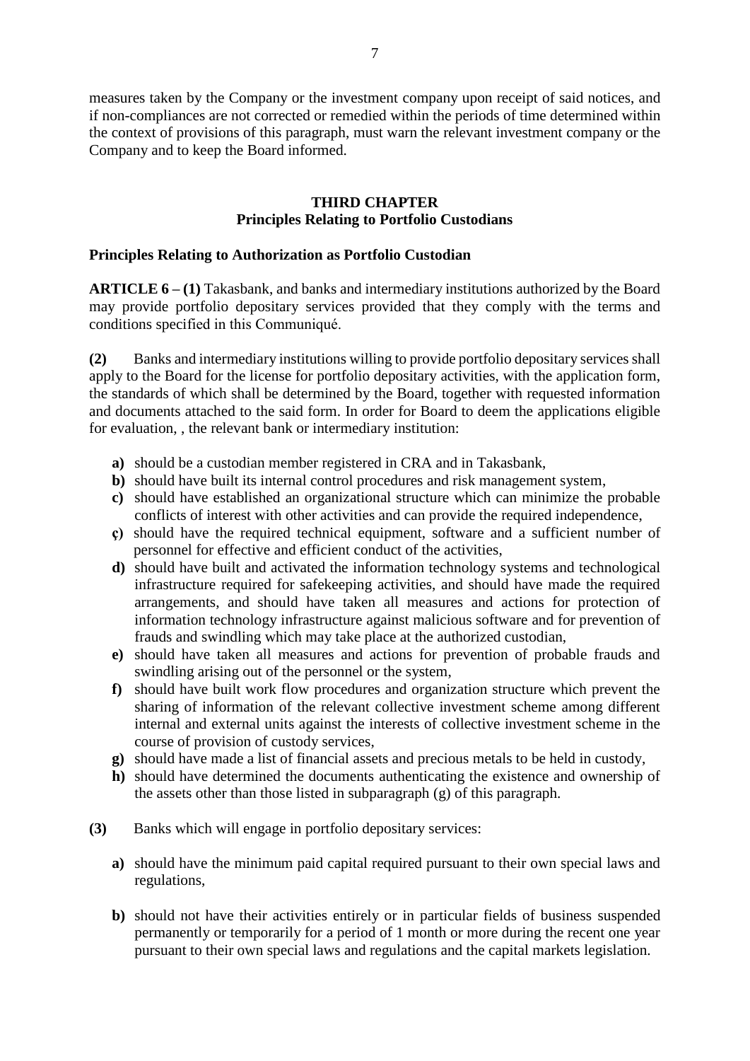measures taken by the Company or the investment company upon receipt of said notices, and if non-compliances are not corrected or remedied within the periods of time determined within the context of provisions of this paragraph, must warn the relevant investment company or the Company and to keep the Board informed.

## THIRD CHAPTER
## Principles Relating to Portfolio Custodians

### Principles Relating to Authorization as Portfolio Custodian

**ARTICLE 6 – (1)** Takasbank, and banks and intermediary institutions authorized by the Board may provide portfolio depositary services provided that they comply with the terms and conditions specified in this Communiqué.

**(2)** Banks and intermediary institutions willing to provide portfolio depositary services shall apply to the Board for the license for portfolio depositary activities, with the application form, the standards of which shall be determined by the Board, together with requested information and documents attached to the said form. In order for Board to deem the applications eligible for evaluation, , the relevant bank or intermediary institution:

- **a)** should be a custodian member registered in CRA and in Takasbank,
- **b)** should have built its internal control procedures and risk management system,
- **c)** should have established an organizational structure which can minimize the probable conflicts of interest with other activities and can provide the required independence,
- **ç)** should have the required technical equipment, software and a sufficient number of personnel for effective and efficient conduct of the activities,
- **d)** should have built and activated the information technology systems and technological infrastructure required for safekeeping activities, and should have made the required arrangements, and should have taken all measures and actions for protection of information technology infrastructure against malicious software and for prevention of frauds and swindling which may take place at the authorized custodian,
- **e)** should have taken all measures and actions for prevention of probable frauds and swindling arising out of the personnel or the system,
- **f)** should have built work flow procedures and organization structure which prevent the sharing of information of the relevant collective investment scheme among different internal and external units against the interests of collective investment scheme in the course of provision of custody services,
- **g)** should have made a list of financial assets and precious metals to be held in custody,
- **h)** should have determined the documents authenticating the existence and ownership of the assets other than those listed in subparagraph (g) of this paragraph.

**(3)** Banks which will engage in portfolio depositary services:

- **a)** should have the minimum paid capital required pursuant to their own special laws and regulations,
- **b)** should not have their activities entirely or in particular fields of business suspended permanently or temporarily for a period of 1 month or more during the recent one year pursuant to their own special laws and regulations and the capital markets legislation.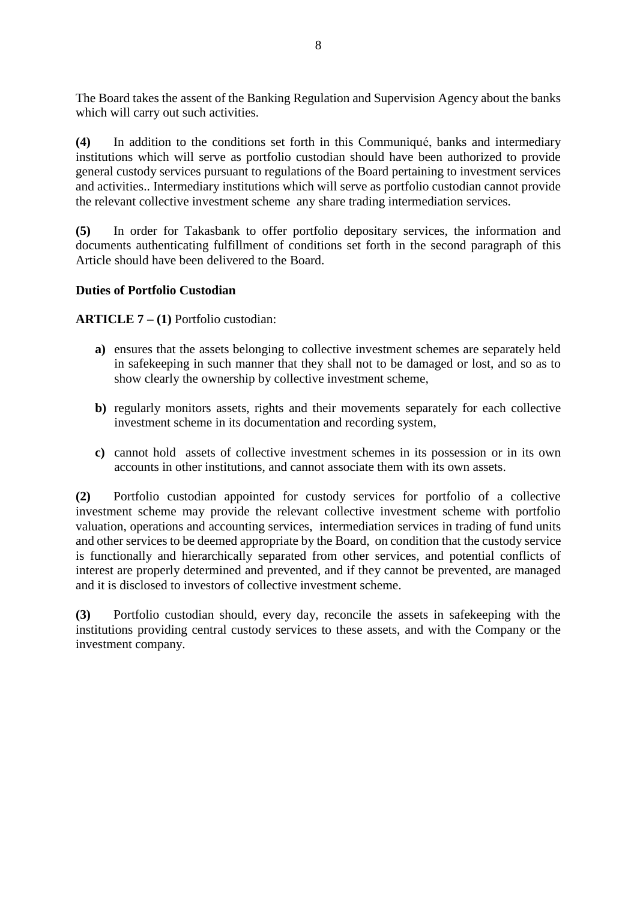The Board takes the assent of the Banking Regulation and Supervision Agency about the banks which will carry out such activities.

**(4)** In addition to the conditions set forth in this Communiqué, banks and intermediary institutions which will serve as portfolio custodian should have been authorized to provide general custody services pursuant to regulations of the Board pertaining to investment services and activities.. Intermediary institutions which will serve as portfolio custodian cannot provide the relevant collective investment scheme any share trading intermediation services.

**(5)** In order for Takasbank to offer portfolio depositary services, the information and documents authenticating fulfillment of conditions set forth in the second paragraph of this Article should have been delivered to the Board.

**Duties of Portfolio Custodian**

**ARTICLE 7 – (1)** Portfolio custodian:

- **a)** ensures that the assets belonging to collective investment schemes are separately held in safekeeping in such manner that they shall not to be damaged or lost, and so as to show clearly the ownership by collective investment scheme,
- **b)** regularly monitors assets, rights and their movements separately for each collective investment scheme in its documentation and recording system,
- **c)** cannot hold assets of collective investment schemes in its possession or in its own accounts in other institutions, and cannot associate them with its own assets.

**(2)** Portfolio custodian appointed for custody services for portfolio of a collective investment scheme may provide the relevant collective investment scheme with portfolio valuation, operations and accounting services, intermediation services in trading of fund units and other services to be deemed appropriate by the Board, on condition that the custody service is functionally and hierarchically separated from other services, and potential conflicts of interest are properly determined and prevented, and if they cannot be prevented, are managed and it is disclosed to investors of collective investment scheme.

**(3)** Portfolio custodian should, every day, reconcile the assets in safekeeping with the institutions providing central custody services to these assets, and with the Company or the investment company.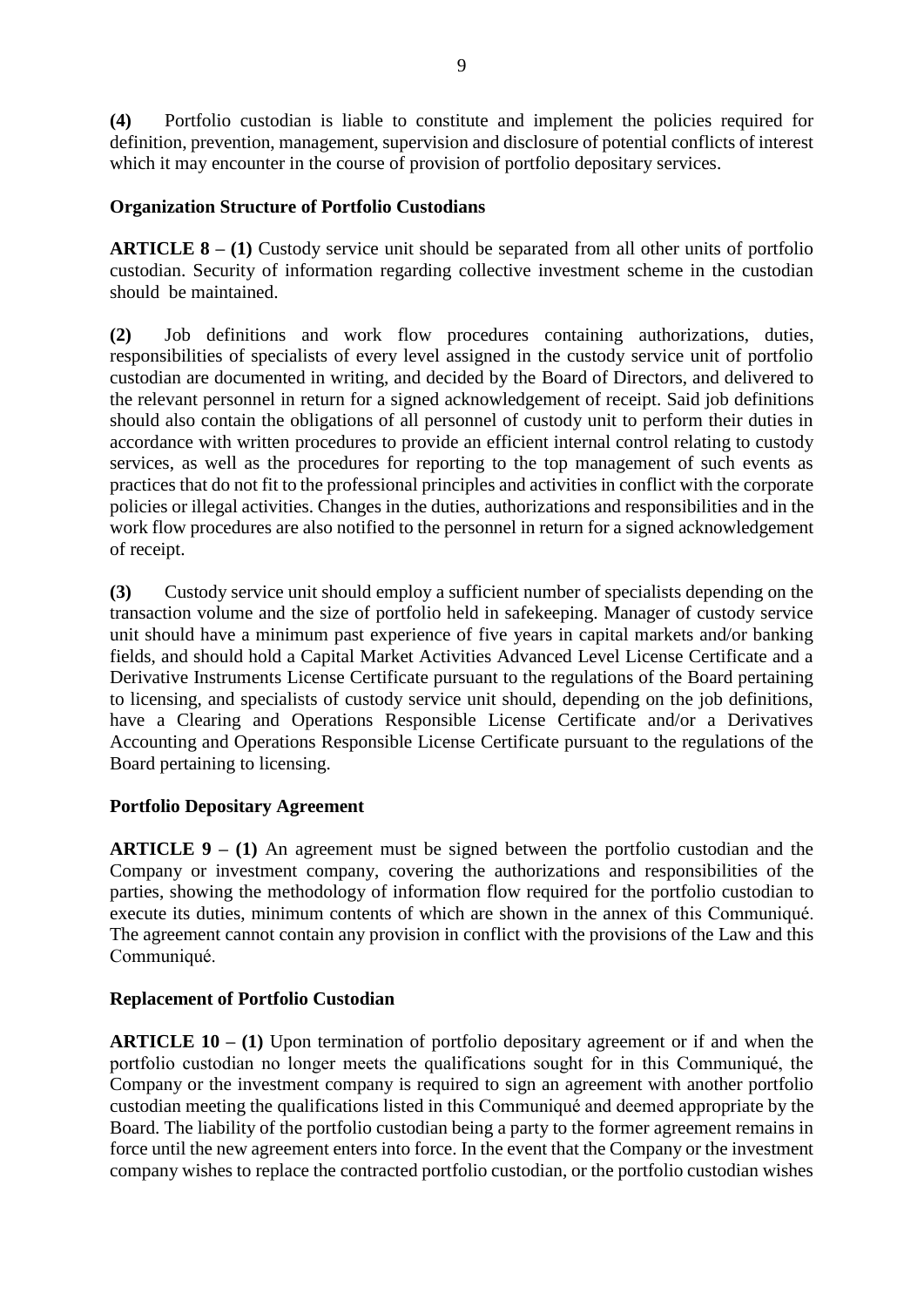**(4)** Portfolio custodian is liable to constitute and implement the policies required for definition, prevention, management, supervision and disclosure of potential conflicts of interest which it may encounter in the course of provision of portfolio depositary services.

**Organization Structure of Portfolio Custodians**

**ARTICLE 8 – (1)** Custody service unit should be separated from all other units of portfolio custodian. Security of information regarding collective investment scheme in the custodian should be maintained.

**(2)** Job definitions and work flow procedures containing authorizations, duties, responsibilities of specialists of every level assigned in the custody service unit of portfolio custodian are documented in writing, and decided by the Board of Directors, and delivered to the relevant personnel in return for a signed acknowledgement of receipt. Said job definitions should also contain the obligations of all personnel of custody unit to perform their duties in accordance with written procedures to provide an efficient internal control relating to custody services, as well as the procedures for reporting to the top management of such events as practices that do not fit to the professional principles and activities in conflict with the corporate policies or illegal activities. Changes in the duties, authorizations and responsibilities and in the work flow procedures are also notified to the personnel in return for a signed acknowledgement of receipt.

**(3)** Custody service unit should employ a sufficient number of specialists depending on the transaction volume and the size of portfolio held in safekeeping. Manager of custody service unit should have a minimum past experience of five years in capital markets and/or banking fields, and should hold a Capital Market Activities Advanced Level License Certificate and a Derivative Instruments License Certificate pursuant to the regulations of the Board pertaining to licensing, and specialists of custody service unit should, depending on the job definitions, have a Clearing and Operations Responsible License Certificate and/or a Derivatives Accounting and Operations Responsible License Certificate pursuant to the regulations of the Board pertaining to licensing.

**Portfolio Depositary Agreement**

**ARTICLE 9 – (1)** An agreement must be signed between the portfolio custodian and the Company or investment company, covering the authorizations and responsibilities of the parties, showing the methodology of information flow required for the portfolio custodian to execute its duties, minimum contents of which are shown in the annex of this Communiqué. The agreement cannot contain any provision in conflict with the provisions of the Law and this Communiqué.

**Replacement of Portfolio Custodian**

**ARTICLE 10 – (1)** Upon termination of portfolio depositary agreement or if and when the portfolio custodian no longer meets the qualifications sought for in this Communiqué, the Company or the investment company is required to sign an agreement with another portfolio custodian meeting the qualifications listed in this Communiqué and deemed appropriate by the Board. The liability of the portfolio custodian being a party to the former agreement remains in force until the new agreement enters into force. In the event that the Company or the investment company wishes to replace the contracted portfolio custodian, or the portfolio custodian wishes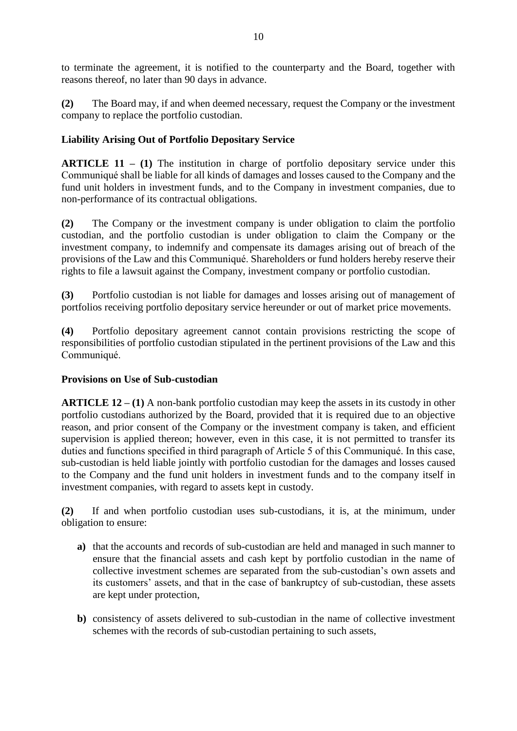to terminate the agreement, it is notified to the counterparty and the Board, together with reasons thereof, no later than 90 days in advance.

**(2)** The Board may, if and when deemed necessary, request the Company or the investment company to replace the portfolio custodian.

### Liability Arising Out of Portfolio Depositary Service

**ARTICLE 11 – (1)** The institution in charge of portfolio depositary service under this Communiqué shall be liable for all kinds of damages and losses caused to the Company and the fund unit holders in investment funds, and to the Company in investment companies, due to non-performance of its contractual obligations.

**(2)** The Company or the investment company is under obligation to claim the portfolio custodian, and the portfolio custodian is under obligation to claim the Company or the investment company, to indemnify and compensate its damages arising out of breach of the provisions of the Law and this Communiqué. Shareholders or fund holders hereby reserve their rights to file a lawsuit against the Company, investment company or portfolio custodian.

**(3)** Portfolio custodian is not liable for damages and losses arising out of management of portfolios receiving portfolio depositary service hereunder or out of market price movements.

**(4)** Portfolio depositary agreement cannot contain provisions restricting the scope of responsibilities of portfolio custodian stipulated in the pertinent provisions of the Law and this Communiqué.

### Provisions on Use of Sub-custodian

**ARTICLE 12 – (1)** A non-bank portfolio custodian may keep the assets in its custody in other portfolio custodians authorized by the Board, provided that it is required due to an objective reason, and prior consent of the Company or the investment company is taken, and efficient supervision is applied thereon; however, even in this case, it is not permitted to transfer its duties and functions specified in third paragraph of Article 5 of this Communiqué. In this case, sub-custodian is held liable jointly with portfolio custodian for the damages and losses caused to the Company and the fund unit holders in investment funds and to the company itself in investment companies, with regard to assets kept in custody.

**(2)** If and when portfolio custodian uses sub-custodians, it is, at the minimum, under obligation to ensure:

- **a)** that the accounts and records of sub-custodian are held and managed in such manner to ensure that the financial assets and cash kept by portfolio custodian in the name of collective investment schemes are separated from the sub-custodian's own assets and its customers' assets, and that in the case of bankruptcy of sub-custodian, these assets are kept under protection,
- **b)** consistency of assets delivered to sub-custodian in the name of collective investment schemes with the records of sub-custodian pertaining to such assets,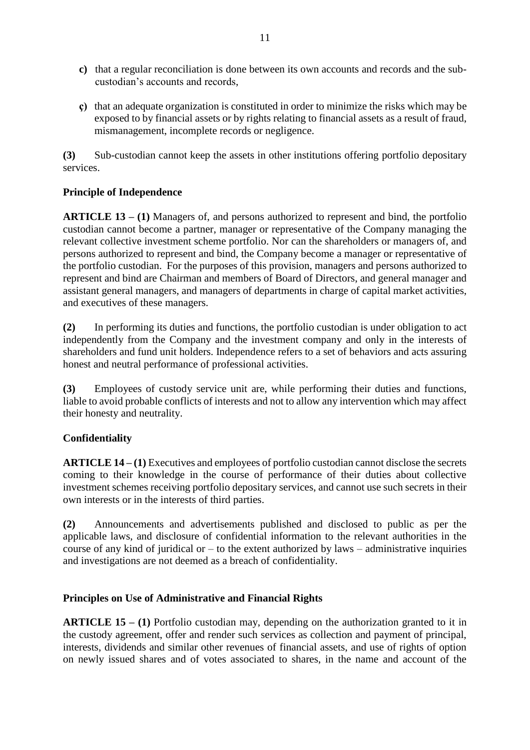**c)** that a regular reconciliation is done between its own accounts and records and the sub-custodian's accounts and records,

**ç)** that an adequate organization is constituted in order to minimize the risks which may be exposed to by financial assets or by rights relating to financial assets as a result of fraud, mismanagement, incomplete records or negligence.

**(3)** Sub-custodian cannot keep the assets in other institutions offering portfolio depositary services.

**Principle of Independence**

**ARTICLE 13 – (1)** Managers of, and persons authorized to represent and bind, the portfolio custodian cannot become a partner, manager or representative of the Company managing the relevant collective investment scheme portfolio. Nor can the shareholders or managers of, and persons authorized to represent and bind, the Company become a manager or representative of the portfolio custodian. For the purposes of this provision, managers and persons authorized to represent and bind are Chairman and members of Board of Directors, and general manager and assistant general managers, and managers of departments in charge of capital market activities, and executives of these managers.

**(2)** In performing its duties and functions, the portfolio custodian is under obligation to act independently from the Company and the investment company and only in the interests of shareholders and fund unit holders. Independence refers to a set of behaviors and acts assuring honest and neutral performance of professional activities.

**(3)** Employees of custody service unit are, while performing their duties and functions, liable to avoid probable conflicts of interests and not to allow any intervention which may affect their honesty and neutrality.

**Confidentiality**

**ARTICLE 14 – (1)** Executives and employees of portfolio custodian cannot disclose the secrets coming to their knowledge in the course of performance of their duties about collective investment schemes receiving portfolio depositary services, and cannot use such secrets in their own interests or in the interests of third parties.

**(2)** Announcements and advertisements published and disclosed to public as per the applicable laws, and disclosure of confidential information to the relevant authorities in the course of any kind of juridical or – to the extent authorized by laws – administrative inquiries and investigations are not deemed as a breach of confidentiality.

**Principles on Use of Administrative and Financial Rights**

**ARTICLE 15 – (1)** Portfolio custodian may, depending on the authorization granted to it in the custody agreement, offer and render such services as collection and payment of principal, interests, dividends and similar other revenues of financial assets, and use of rights of option on newly issued shares and of votes associated to shares, in the name and account of the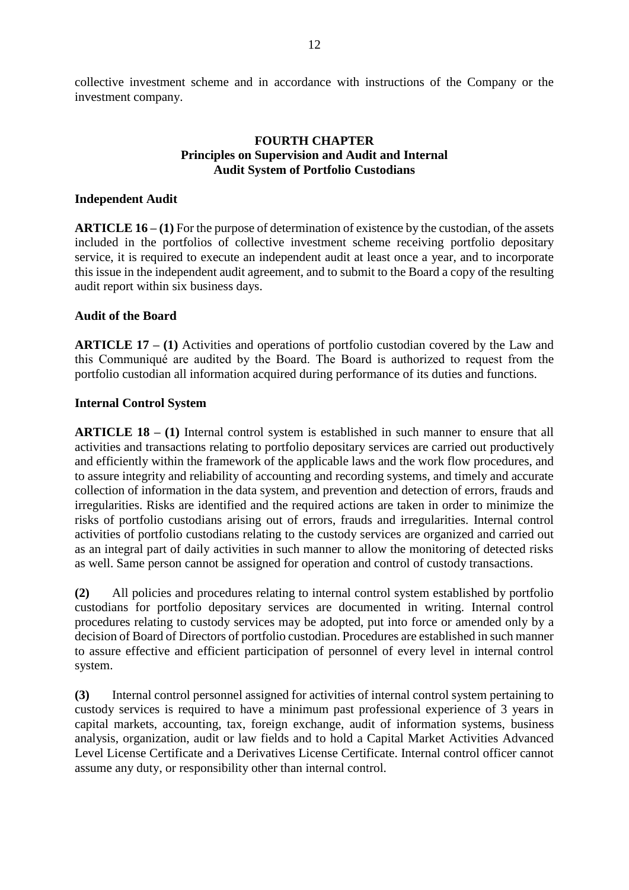collective investment scheme and in accordance with instructions of the Company or the investment company.

## FOURTH CHAPTER
## Principles on Supervision and Audit and Internal Audit System of Portfolio Custodians

### Independent Audit

**ARTICLE 16 – (1)** For the purpose of determination of existence by the custodian, of the assets included in the portfolios of collective investment scheme receiving portfolio depositary service, it is required to execute an independent audit at least once a year, and to incorporate this issue in the independent audit agreement, and to submit to the Board a copy of the resulting audit report within six business days.

### Audit of the Board

**ARTICLE 17 – (1)** Activities and operations of portfolio custodian covered by the Law and this Communiqué are audited by the Board. The Board is authorized to request from the portfolio custodian all information acquired during performance of its duties and functions.

### Internal Control System

**ARTICLE 18 – (1)** Internal control system is established in such manner to ensure that all activities and transactions relating to portfolio depositary services are carried out productively and efficiently within the framework of the applicable laws and the work flow procedures, and to assure integrity and reliability of accounting and recording systems, and timely and accurate collection of information in the data system, and prevention and detection of errors, frauds and irregularities. Risks are identified and the required actions are taken in order to minimize the risks of portfolio custodians arising out of errors, frauds and irregularities. Internal control activities of portfolio custodians relating to the custody services are organized and carried out as an integral part of daily activities in such manner to allow the monitoring of detected risks as well. Same person cannot be assigned for operation and control of custody transactions.

**(2)** All policies and procedures relating to internal control system established by portfolio custodians for portfolio depositary services are documented in writing. Internal control procedures relating to custody services may be adopted, put into force or amended only by a decision of Board of Directors of portfolio custodian. Procedures are established in such manner to assure effective and efficient participation of personnel of every level in internal control system.

**(3)** Internal control personnel assigned for activities of internal control system pertaining to custody services is required to have a minimum past professional experience of 3 years in capital markets, accounting, tax, foreign exchange, audit of information systems, business analysis, organization, audit or law fields and to hold a Capital Market Activities Advanced Level License Certificate and a Derivatives License Certificate. Internal control officer cannot assume any duty, or responsibility other than internal control.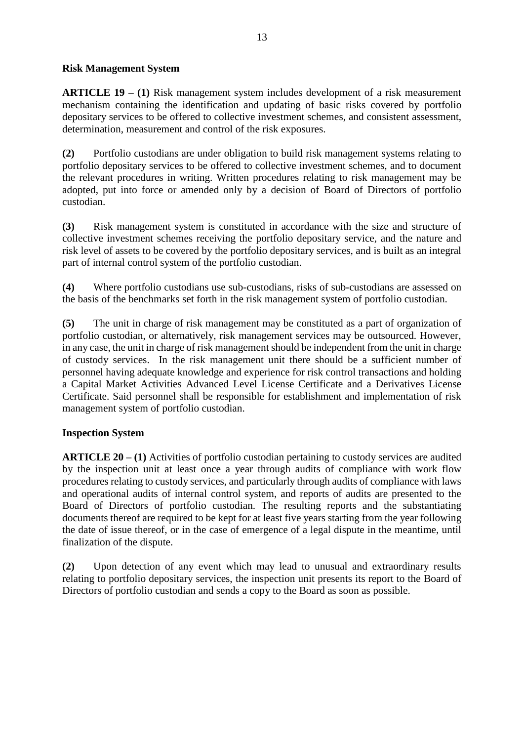**Risk Management System**

**ARTICLE 19 – (1)** Risk management system includes development of a risk measurement mechanism containing the identification and updating of basic risks covered by portfolio depositary services to be offered to collective investment schemes, and consistent assessment, determination, measurement and control of the risk exposures.

**(2)** Portfolio custodians are under obligation to build risk management systems relating to portfolio depositary services to be offered to collective investment schemes, and to document the relevant procedures in writing. Written procedures relating to risk management may be adopted, put into force or amended only by a decision of Board of Directors of portfolio custodian.

**(3)** Risk management system is constituted in accordance with the size and structure of collective investment schemes receiving the portfolio depositary service, and the nature and risk level of assets to be covered by the portfolio depositary services, and is built as an integral part of internal control system of the portfolio custodian.

**(4)** Where portfolio custodians use sub-custodians, risks of sub-custodians are assessed on the basis of the benchmarks set forth in the risk management system of portfolio custodian.

**(5)** The unit in charge of risk management may be constituted as a part of organization of portfolio custodian, or alternatively, risk management services may be outsourced. However, in any case, the unit in charge of risk management should be independent from the unit in charge of custody services. In the risk management unit there should be a sufficient number of personnel having adequate knowledge and experience for risk control transactions and holding a Capital Market Activities Advanced Level License Certificate and a Derivatives License Certificate. Said personnel shall be responsible for establishment and implementation of risk management system of portfolio custodian.

**Inspection System**

**ARTICLE 20 – (1)** Activities of portfolio custodian pertaining to custody services are audited by the inspection unit at least once a year through audits of compliance with work flow procedures relating to custody services, and particularly through audits of compliance with laws and operational audits of internal control system, and reports of audits are presented to the Board of Directors of portfolio custodian. The resulting reports and the substantiating documents thereof are required to be kept for at least five years starting from the year following the date of issue thereof, or in the case of emergence of a legal dispute in the meantime, until finalization of the dispute.

**(2)** Upon detection of any event which may lead to unusual and extraordinary results relating to portfolio depositary services, the inspection unit presents its report to the Board of Directors of portfolio custodian and sends a copy to the Board as soon as possible.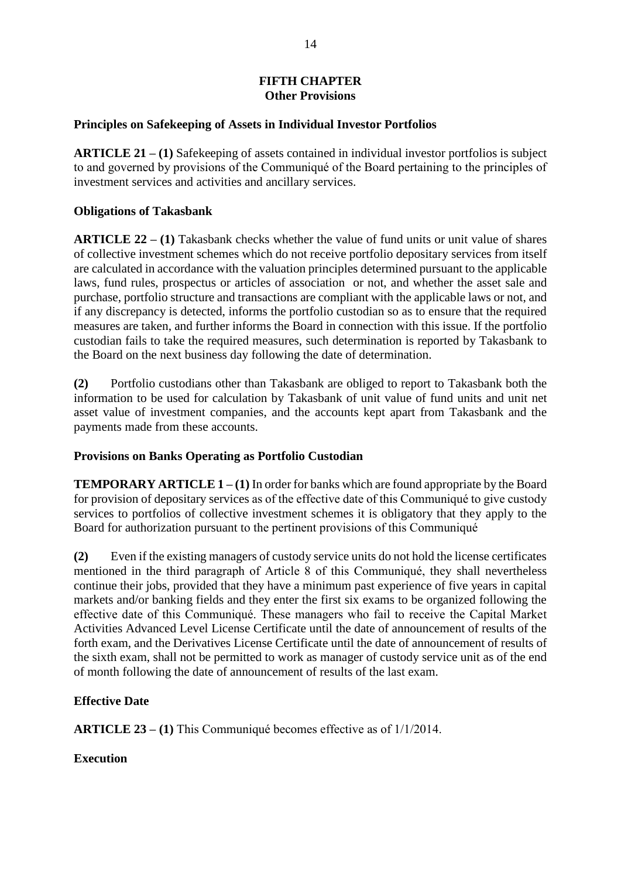## FIFTH CHAPTER
## Other Provisions

### Principles on Safekeeping of Assets in Individual Investor Portfolios

**ARTICLE 21 – (1)** Safekeeping of assets contained in individual investor portfolios is subject to and governed by provisions of the Communiqué of the Board pertaining to the principles of investment services and activities and ancillary services.

### Obligations of Takasbank

**ARTICLE 22 – (1)** Takasbank checks whether the value of fund units or unit value of shares of collective investment schemes which do not receive portfolio depositary services from itself are calculated in accordance with the valuation principles determined pursuant to the applicable laws, fund rules, prospectus or articles of association or not, and whether the asset sale and purchase, portfolio structure and transactions are compliant with the applicable laws or not, and if any discrepancy is detected, informs the portfolio custodian so as to ensure that the required measures are taken, and further informs the Board in connection with this issue. If the portfolio custodian fails to take the required measures, such determination is reported by Takasbank to the Board on the next business day following the date of determination.

**(2)** Portfolio custodians other than Takasbank are obliged to report to Takasbank both the information to be used for calculation by Takasbank of unit value of fund units and unit net asset value of investment companies, and the accounts kept apart from Takasbank and the payments made from these accounts.

### Provisions on Banks Operating as Portfolio Custodian

**TEMPORARY ARTICLE 1 – (1)** In order for banks which are found appropriate by the Board for provision of depositary services as of the effective date of this Communiqué to give custody services to portfolios of collective investment schemes it is obligatory that they apply to the Board for authorization pursuant to the pertinent provisions of this Communiqué

**(2)** Even if the existing managers of custody service units do not hold the license certificates mentioned in the third paragraph of Article 8 of this Communiqué, they shall nevertheless continue their jobs, provided that they have a minimum past experience of five years in capital markets and/or banking fields and they enter the first six exams to be organized following the effective date of this Communiqué. These managers who fail to receive the Capital Market Activities Advanced Level License Certificate until the date of announcement of results of the forth exam, and the Derivatives License Certificate until the date of announcement of results of the sixth exam, shall not be permitted to work as manager of custody service unit as of the end of month following the date of announcement of results of the last exam.

### Effective Date

**ARTICLE 23 – (1)** This Communiqué becomes effective as of 1/1/2014.

### Execution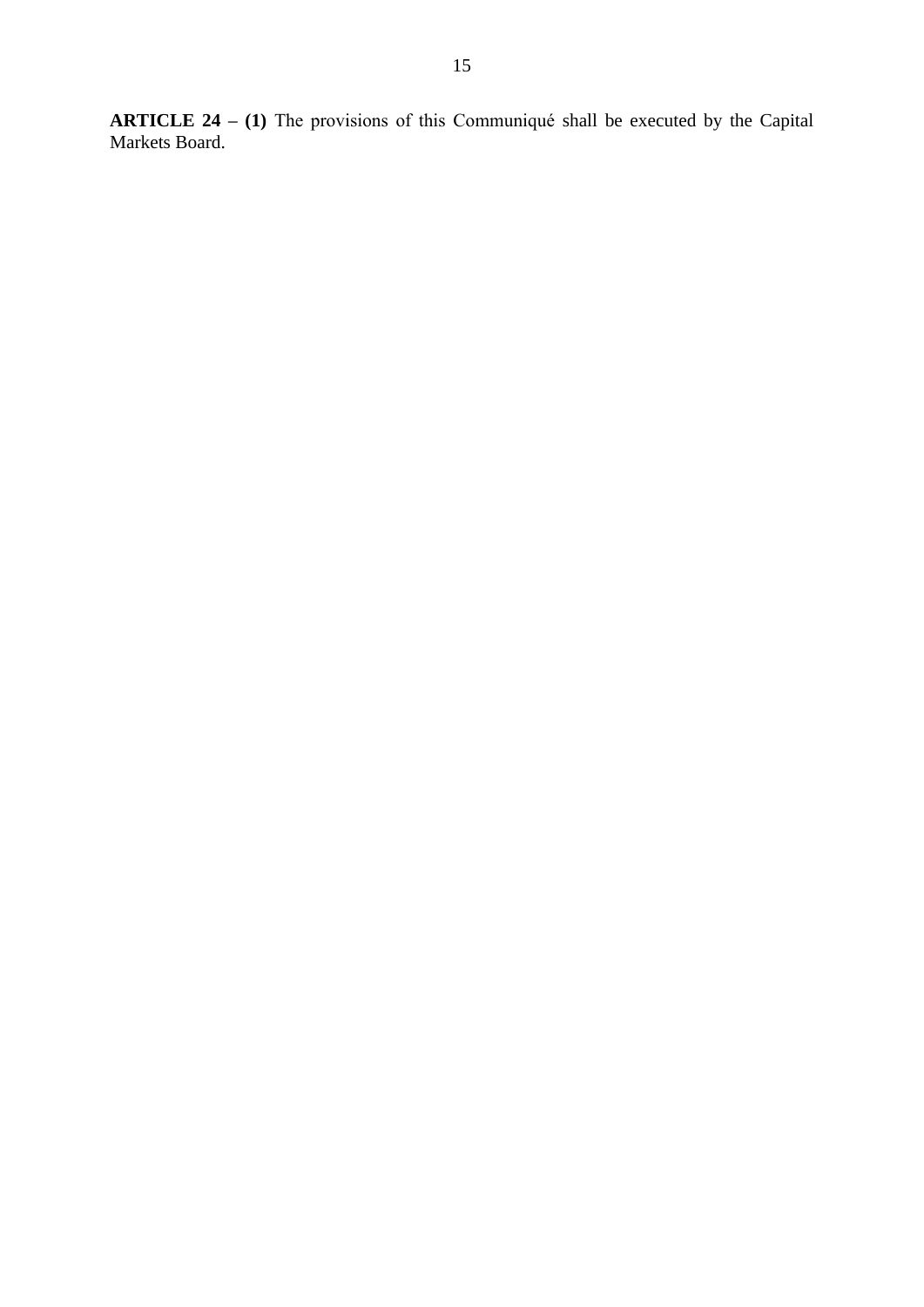**ARTICLE 24 – (1)** The provisions of this Communiqué shall be executed by the Capital Markets Board.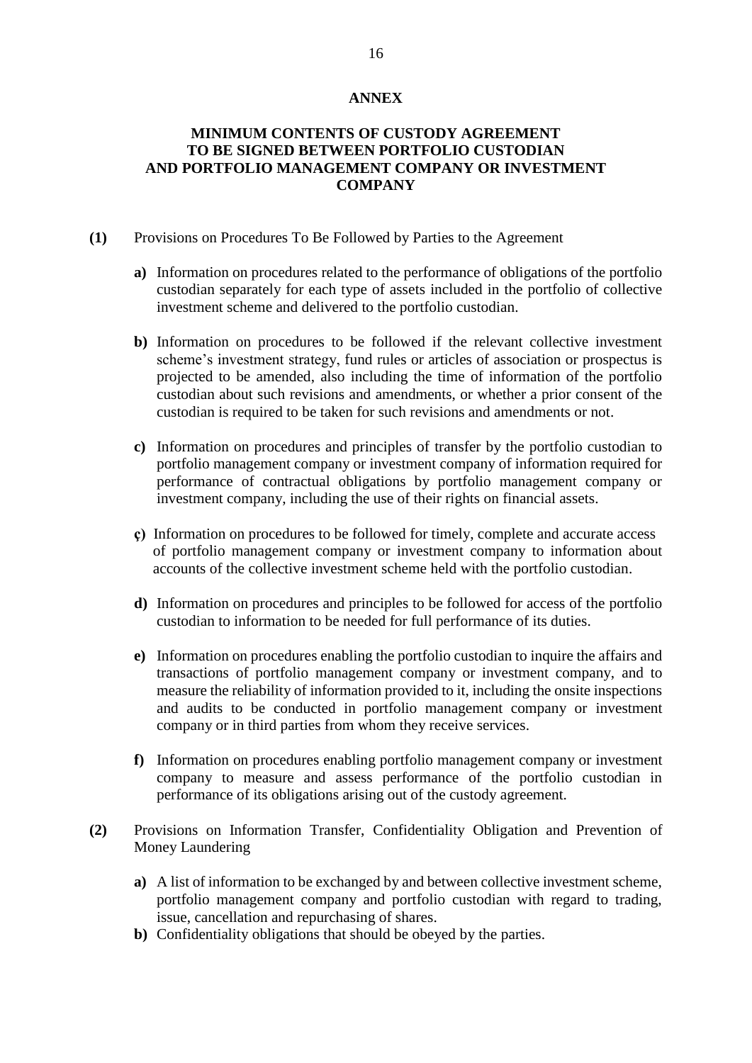## ANNEX

## MINIMUM CONTENTS OF CUSTODY AGREEMENT TO BE SIGNED BETWEEN PORTFOLIO CUSTODIAN AND PORTFOLIO MANAGEMENT COMPANY OR INVESTMENT COMPANY

**(1)** Provisions on Procedures To Be Followed by Parties to the Agreement

**a)** Information on procedures related to the performance of obligations of the portfolio custodian separately for each type of assets included in the portfolio of collective investment scheme and delivered to the portfolio custodian.

**b)** Information on procedures to be followed if the relevant collective investment scheme's investment strategy, fund rules or articles of association or prospectus is projected to be amended, also including the time of information of the portfolio custodian about such revisions and amendments, or whether a prior consent of the custodian is required to be taken for such revisions and amendments or not.

**c)** Information on procedures and principles of transfer by the portfolio custodian to portfolio management company or investment company of information required for performance of contractual obligations by portfolio management company or investment company, including the use of their rights on financial assets.

**ç)** Information on procedures to be followed for timely, complete and accurate access of portfolio management company or investment company to information about accounts of the collective investment scheme held with the portfolio custodian.

**d)** Information on procedures and principles to be followed for access of the portfolio custodian to information to be needed for full performance of its duties.

**e)** Information on procedures enabling the portfolio custodian to inquire the affairs and transactions of portfolio management company or investment company, and to measure the reliability of information provided to it, including the onsite inspections and audits to be conducted in portfolio management company or investment company or in third parties from whom they receive services.

**f)** Information on procedures enabling portfolio management company or investment company to measure and assess performance of the portfolio custodian in performance of its obligations arising out of the custody agreement.

**(2)** Provisions on Information Transfer, Confidentiality Obligation and Prevention of Money Laundering

**a)** A list of information to be exchanged by and between collective investment scheme, portfolio management company and portfolio custodian with regard to trading, issue, cancellation and repurchasing of shares.

**b)** Confidentiality obligations that should be obeyed by the parties.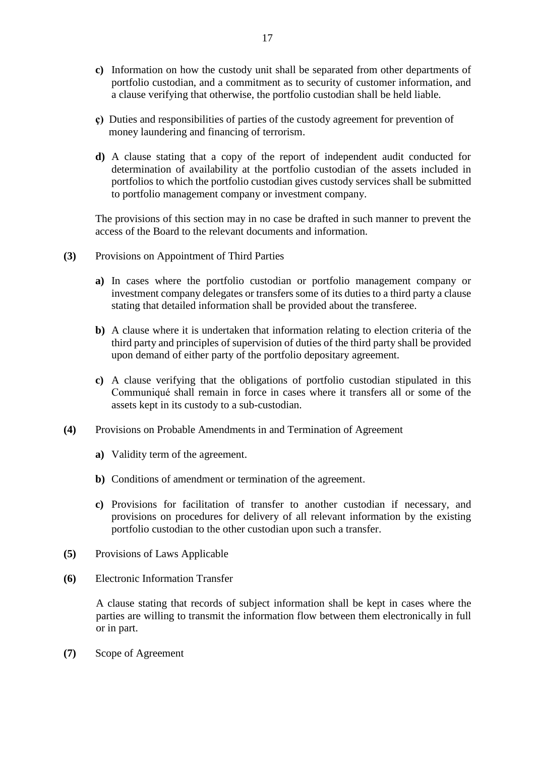**c)** Information on how the custody unit shall be separated from other departments of portfolio custodian, and a commitment as to security of customer information, and a clause verifying that otherwise, the portfolio custodian shall be held liable.

**ç)** Duties and responsibilities of parties of the custody agreement for prevention of money laundering and financing of terrorism.

**d)** A clause stating that a copy of the report of independent audit conducted for determination of availability at the portfolio custodian of the assets included in portfolios to which the portfolio custodian gives custody services shall be submitted to portfolio management company or investment company.

The provisions of this section may in no case be drafted in such manner to prevent the access of the Board to the relevant documents and information.

**(3)** Provisions on Appointment of Third Parties

**a)** In cases where the portfolio custodian or portfolio management company or investment company delegates or transfers some of its duties to a third party a clause stating that detailed information shall be provided about the transferee.

**b)** A clause where it is undertaken that information relating to election criteria of the third party and principles of supervision of duties of the third party shall be provided upon demand of either party of the portfolio depositary agreement.

**c)** A clause verifying that the obligations of portfolio custodian stipulated in this Communiqué shall remain in force in cases where it transfers all or some of the assets kept in its custody to a sub-custodian.

**(4)** Provisions on Probable Amendments in and Termination of Agreement

**a)** Validity term of the agreement.

**b)** Conditions of amendment or termination of the agreement.

**c)** Provisions for facilitation of transfer to another custodian if necessary, and provisions on procedures for delivery of all relevant information by the existing portfolio custodian to the other custodian upon such a transfer.

**(5)** Provisions of Laws Applicable

**(6)** Electronic Information Transfer

A clause stating that records of subject information shall be kept in cases where the parties are willing to transmit the information flow between them electronically in full or in part.

**(7)** Scope of Agreement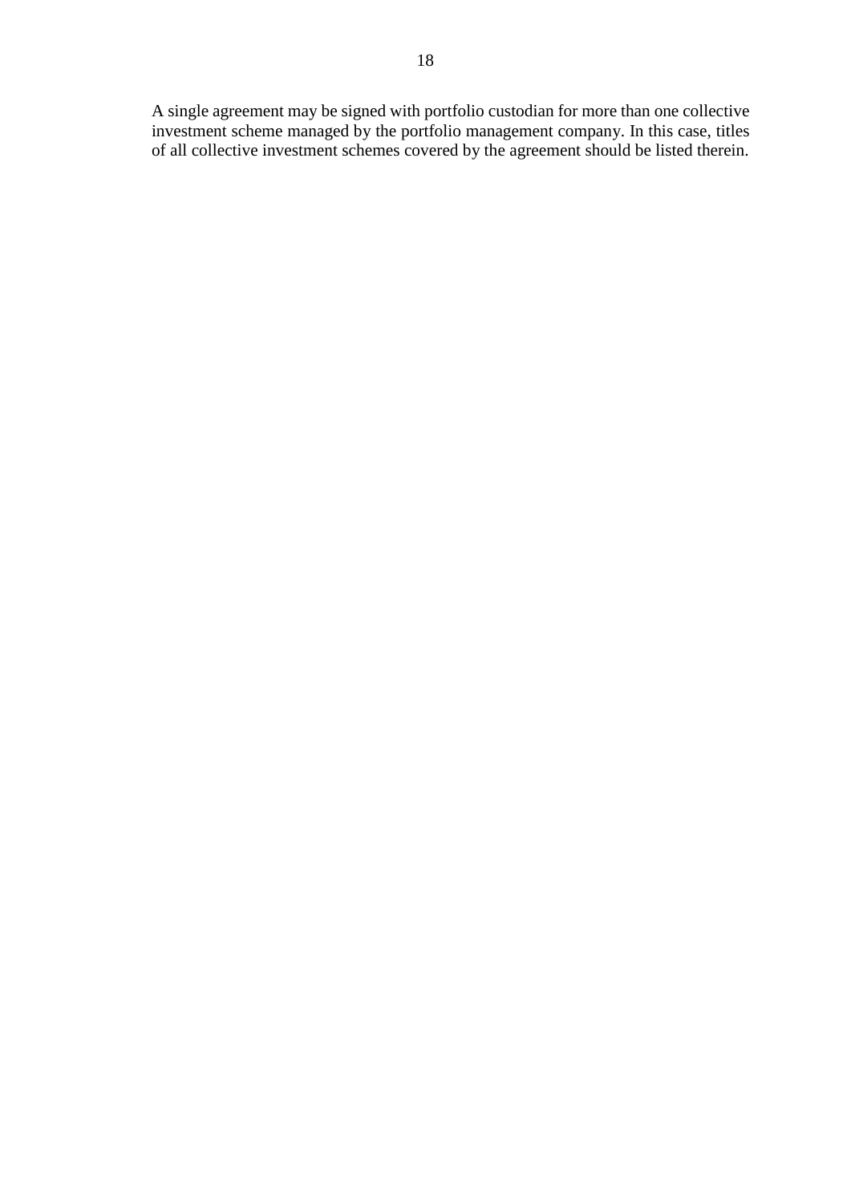A single agreement may be signed with portfolio custodian for more than one collective investment scheme managed by the portfolio management company. In this case, titles of all collective investment schemes covered by the agreement should be listed therein.